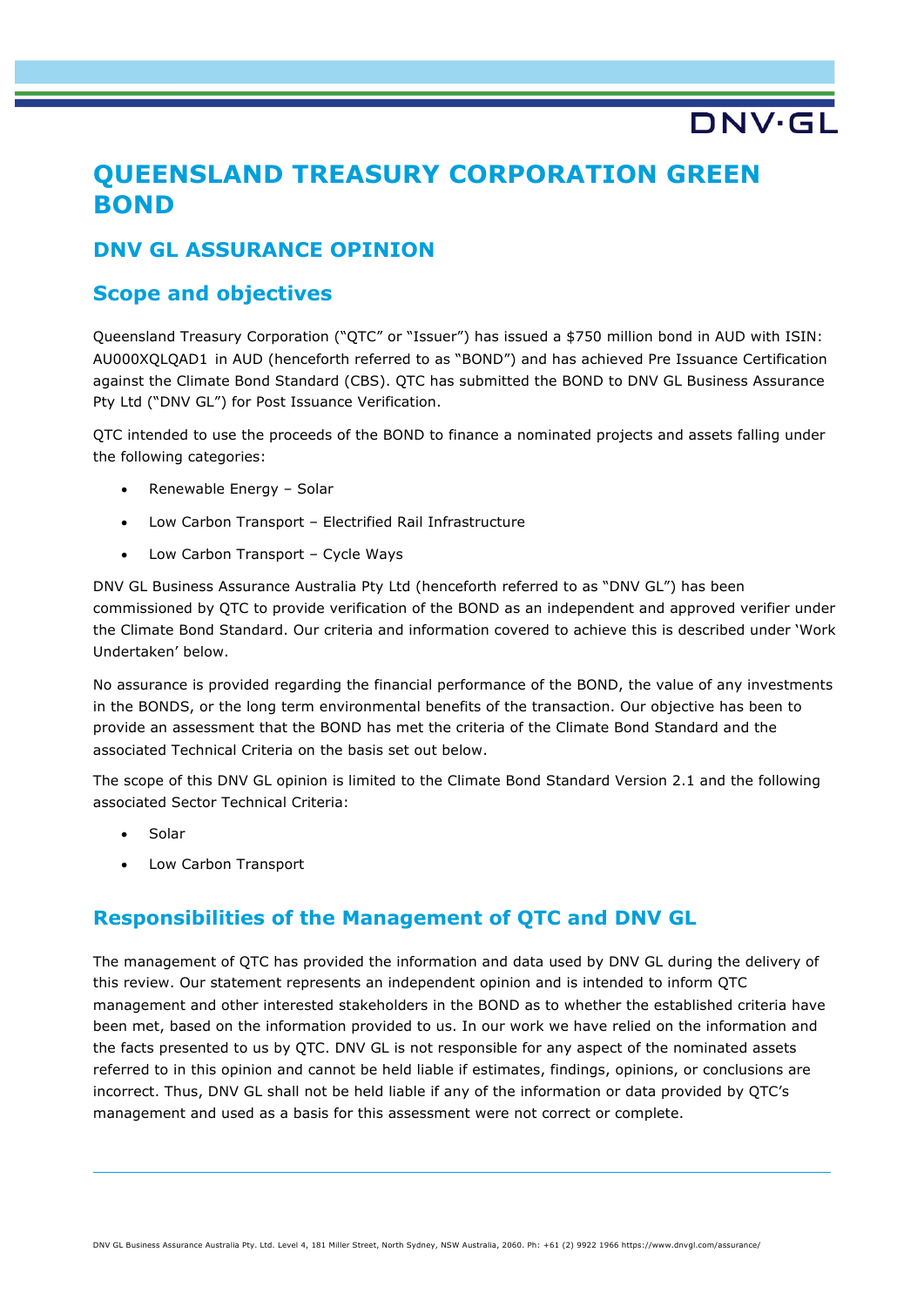# QUEENSLAND TREASURY CORPORATION GREEN BOND

## DNV GL ASSURANCE OPINION

## Scope and objectives

Queensland Treasury Corporation ("QTC" or "Issuer") has issued a $750 million bond in AUD with ISIN: AU000XQLQAD1 in AUD (henceforth referred to as "BOND") and has achieved Pre Issuance Certification against the Climate Bond Standard (CBS). QTC has submitted the BOND to DNV GL Business Assurance Pty Ltd ("DNV GL") for Post Issuance Verification.

QTC intended to use the proceeds of the BOND to finance a nominated projects and assets falling under the following categories:

- Renewable Energy – Solar
- Low Carbon Transport – Electrified Rail Infrastructure
- Low Carbon Transport – Cycle Ways

DNV GL Business Assurance Australia Pty Ltd (henceforth referred to as "DNV GL") has been commissioned by QTC to provide verification of the BOND as an independent and approved verifier under the Climate Bond Standard. Our criteria and information covered to achieve this is described under 'Work Undertaken' below.

No assurance is provided regarding the financial performance of the BOND, the value of any investments in the BONDS, or the long term environmental benefits of the transaction. Our objective has been to provide an assessment that the BOND has met the criteria of the Climate Bond Standard and the associated Technical Criteria on the basis set out below.

The scope of this DNV GL opinion is limited to the Climate Bond Standard Version 2.1 and the following associated Sector Technical Criteria:

- Solar
- Low Carbon Transport

## Responsibilities of the Management of QTC and DNV GL

The management of QTC has provided the information and data used by DNV GL during the delivery of this review. Our statement represents an independent opinion and is intended to inform QTC management and other interested stakeholders in the BOND as to whether the established criteria have been met, based on the information provided to us. In our work we have relied on the information and the facts presented to us by QTC. DNV GL is not responsible for any aspect of the nominated assets referred to in this opinion and cannot be held liable if estimates, findings, opinions, or conclusions are incorrect. Thus, DNV GL shall not be held liable if any of the information or data provided by QTC's management and used as a basis for this assessment were not correct or complete.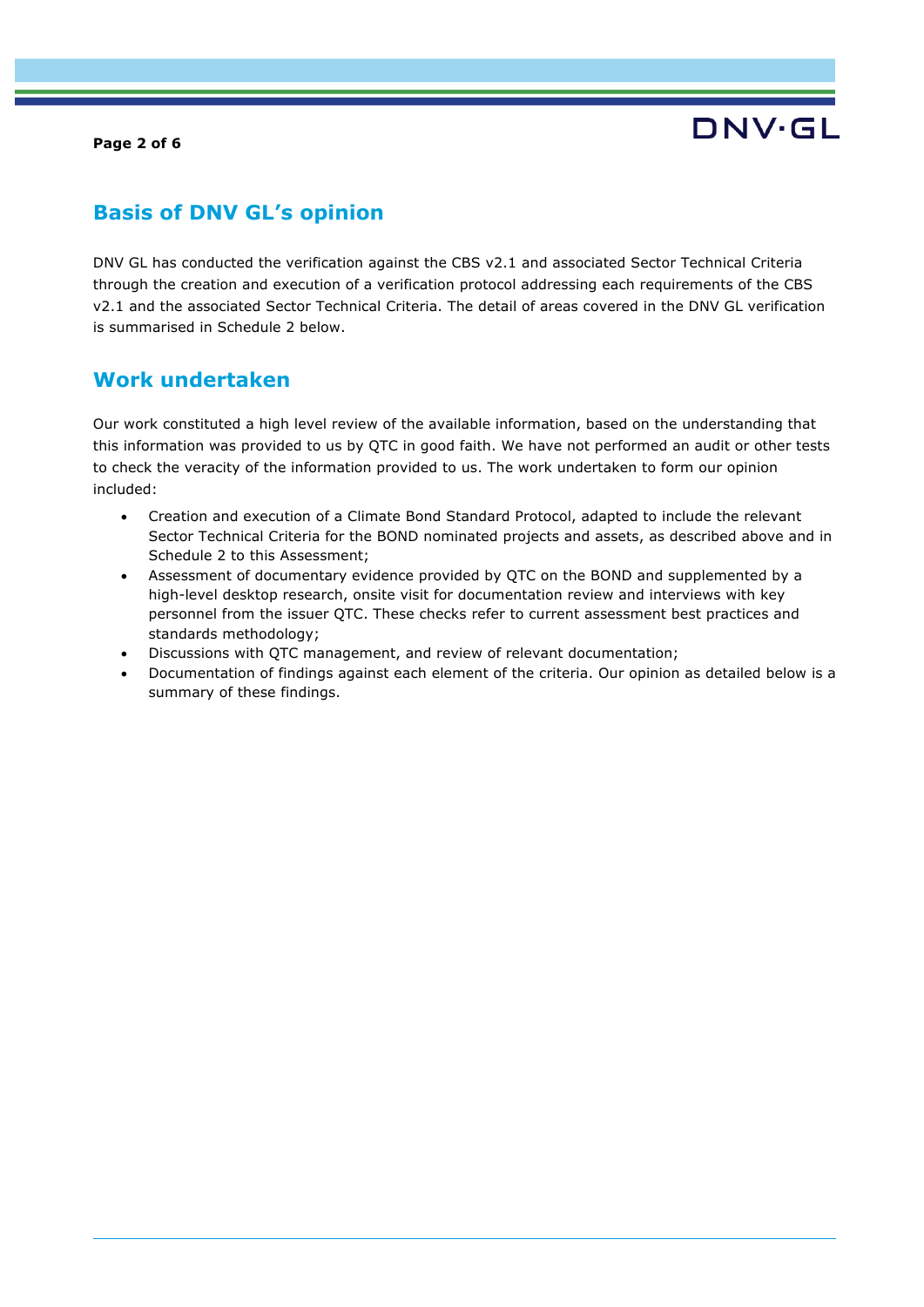## Basis of DNV GL's opinion

DNV GL has conducted the verification against the CBS v2.1 and associated Sector Technical Criteria through the creation and execution of a verification protocol addressing each requirements of the CBS v2.1 and the associated Sector Technical Criteria. The detail of areas covered in the DNV GL verification is summarised in Schedule 2 below.

## Work undertaken

Our work constituted a high level review of the available information, based on the understanding that this information was provided to us by QTC in good faith. We have not performed an audit or other tests to check the veracity of the information provided to us. The work undertaken to form our opinion included:

- Creation and execution of a Climate Bond Standard Protocol, adapted to include the relevant Sector Technical Criteria for the BOND nominated projects and assets, as described above and in Schedule 2 to this Assessment;
- Assessment of documentary evidence provided by QTC on the BOND and supplemented by a high-level desktop research, onsite visit for documentation review and interviews with key personnel from the issuer QTC. These checks refer to current assessment best practices and standards methodology;
- Discussions with QTC management, and review of relevant documentation;
- Documentation of findings against each element of the criteria. Our opinion as detailed below is a summary of these findings.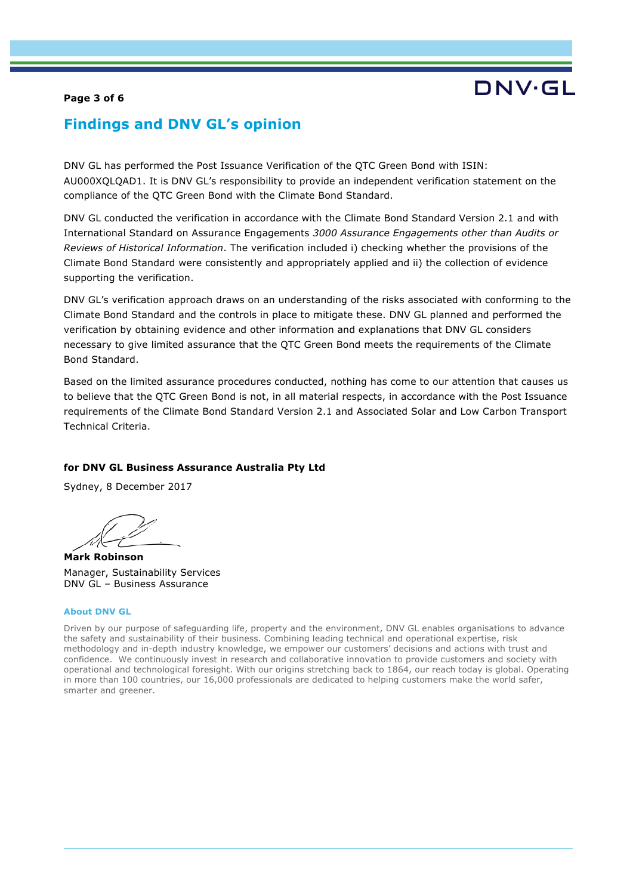## Findings and DNV GL's opinion

DNV GL has performed the Post Issuance Verification of the QTC Green Bond with ISIN: AU000XQLQAD1. It is DNV GL's responsibility to provide an independent verification statement on the compliance of the QTC Green Bond with the Climate Bond Standard.

DNV GL conducted the verification in accordance with the Climate Bond Standard Version 2.1 and with International Standard on Assurance Engagements *3000 Assurance Engagements other than Audits or Reviews of Historical Information*. The verification included i) checking whether the provisions of the Climate Bond Standard were consistently and appropriately applied and ii) the collection of evidence supporting the verification.

DNV GL's verification approach draws on an understanding of the risks associated with conforming to the Climate Bond Standard and the controls in place to mitigate these. DNV GL planned and performed the verification by obtaining evidence and other information and explanations that DNV GL considers necessary to give limited assurance that the QTC Green Bond meets the requirements of the Climate Bond Standard.

Based on the limited assurance procedures conducted, nothing has come to our attention that causes us to believe that the QTC Green Bond is not, in all material respects, in accordance with the Post Issuance requirements of the Climate Bond Standard Version 2.1 and Associated Solar and Low Carbon Transport Technical Criteria.

**for DNV GL Business Assurance Australia Pty Ltd**

Sydney, 8 December 2017

**Mark Robinson**
Manager, Sustainability Services
DNV GL – Business Assurance

**About DNV GL**

Driven by our purpose of safeguarding life, property and the environment, DNV GL enables organisations to advance the safety and sustainability of their business. Combining leading technical and operational expertise, risk methodology and in-depth industry knowledge, we empower our customers' decisions and actions with trust and confidence. We continuously invest in research and collaborative innovation to provide customers and society with operational and technological foresight. With our origins stretching back to 1864, our reach today is global. Operating in more than 100 countries, our 16,000 professionals are dedicated to helping customers make the world safer, smarter and greener.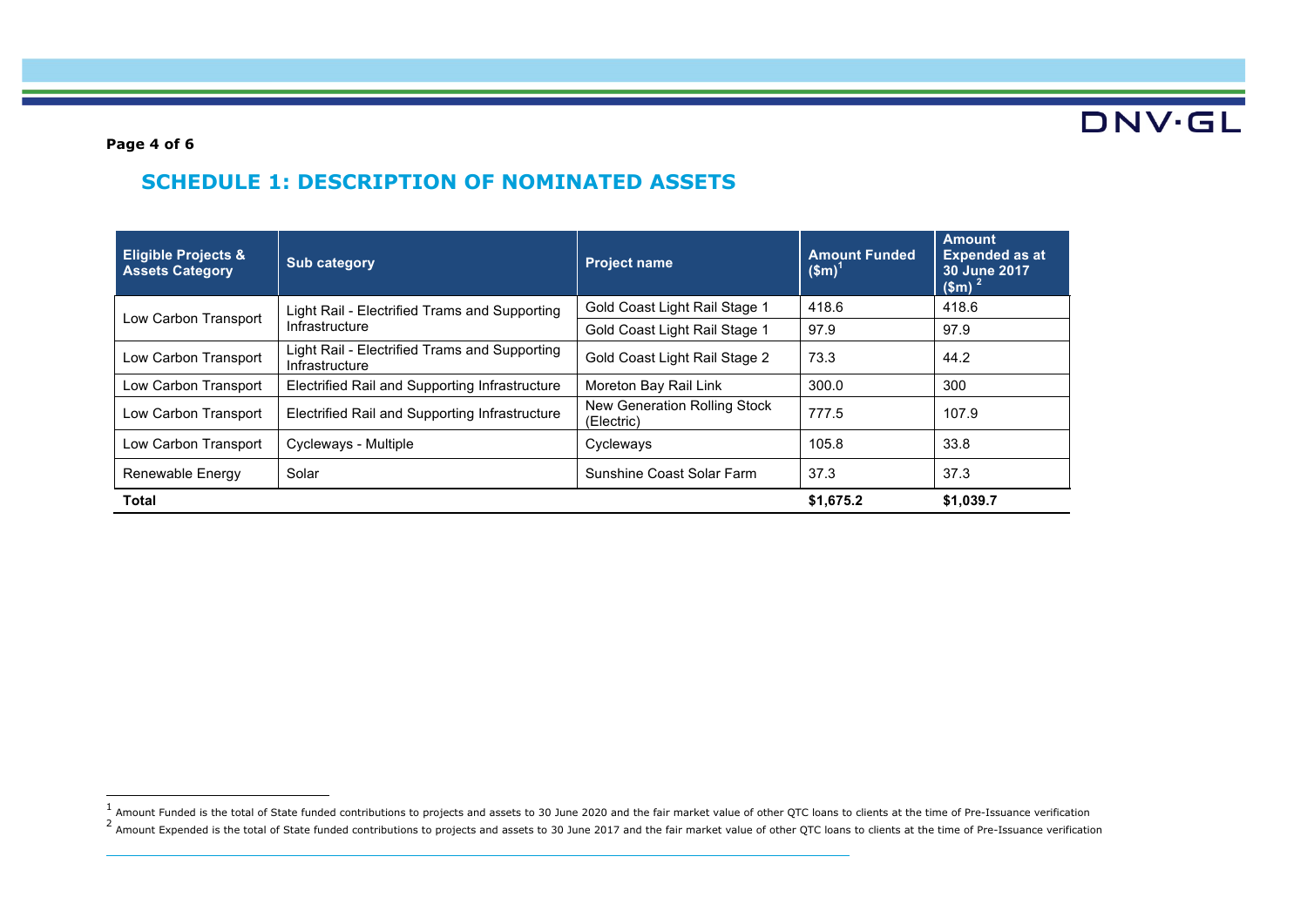## SCHEDULE 1: DESCRIPTION OF NOMINATED ASSETS

| Eligible Projects & Assets Category | Sub category | Project name | Amount Funded ($m)[1] | Amount Expended as at 30 June 2017 ($m) [2] |
|---|---|---|---|---|
| Low Carbon Transport | Light Rail - Electrified Trams and Supporting Infrastructure | Gold Coast Light Rail Stage 1 | 418.6 | 418.6 |
| | | Gold Coast Light Rail Stage 1 | 97.9 | 97.9 |
| Low Carbon Transport | Light Rail - Electrified Trams and Supporting Infrastructure | Gold Coast Light Rail Stage 2 | 73.3 | 44.2 |
| Low Carbon Transport | Electrified Rail and Supporting Infrastructure | Moreton Bay Rail Link | 300.0 | 300 |
| Low Carbon Transport | Electrified Rail and Supporting Infrastructure | New Generation Rolling Stock (Electric) | 777.5 | 107.9 |
| Low Carbon Transport | Cycleways - Multiple | Cycleways | 105.8 | 33.8 |
| Renewable Energy | Solar | Sunshine Coast Solar Farm | 37.3 | 37.3 |
| **Total** | | | **$1,675.2** | **$1,039.7** |

[1] Amount Funded is the total of State funded contributions to projects and assets to 30 June 2020 and the fair market value of other QTC loans to clients at the time of Pre-Issuance verification

[2] Amount Expended is the total of State funded contributions to projects and assets to 30 June 2017 and the fair market value of other QTC loans to clients at the time of Pre-Issuance verification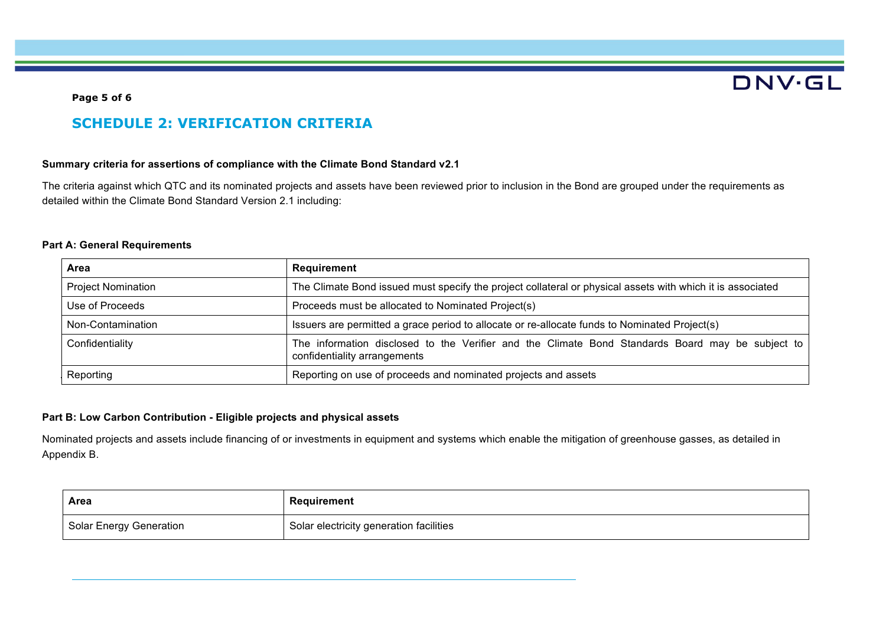## SCHEDULE 2: VERIFICATION CRITERIA

**Summary criteria for assertions of compliance with the Climate Bond Standard v2.1**

The criteria against which QTC and its nominated projects and assets have been reviewed prior to inclusion in the Bond are grouped under the requirements as detailed within the Climate Bond Standard Version 2.1 including:

**Part A: General Requirements**

| Area | Requirement |
|---|---|
| Project Nomination | The Climate Bond issued must specify the project collateral or physical assets with which it is associated |
| Use of Proceeds | Proceeds must be allocated to Nominated Project(s) |
| Non-Contamination | Issuers are permitted a grace period to allocate or re-allocate funds to Nominated Project(s) |
| Confidentiality | The information disclosed to the Verifier and the Climate Bond Standards Board may be subject to confidentiality arrangements |
| Reporting | Reporting on use of proceeds and nominated projects and assets |

**Part B: Low Carbon Contribution - Eligible projects and physical assets**

Nominated projects and assets include financing of or investments in equipment and systems which enable the mitigation of greenhouse gasses, as detailed in Appendix B.

| Area | Requirement |
|---|---|
| Solar Energy Generation | Solar electricity generation facilities |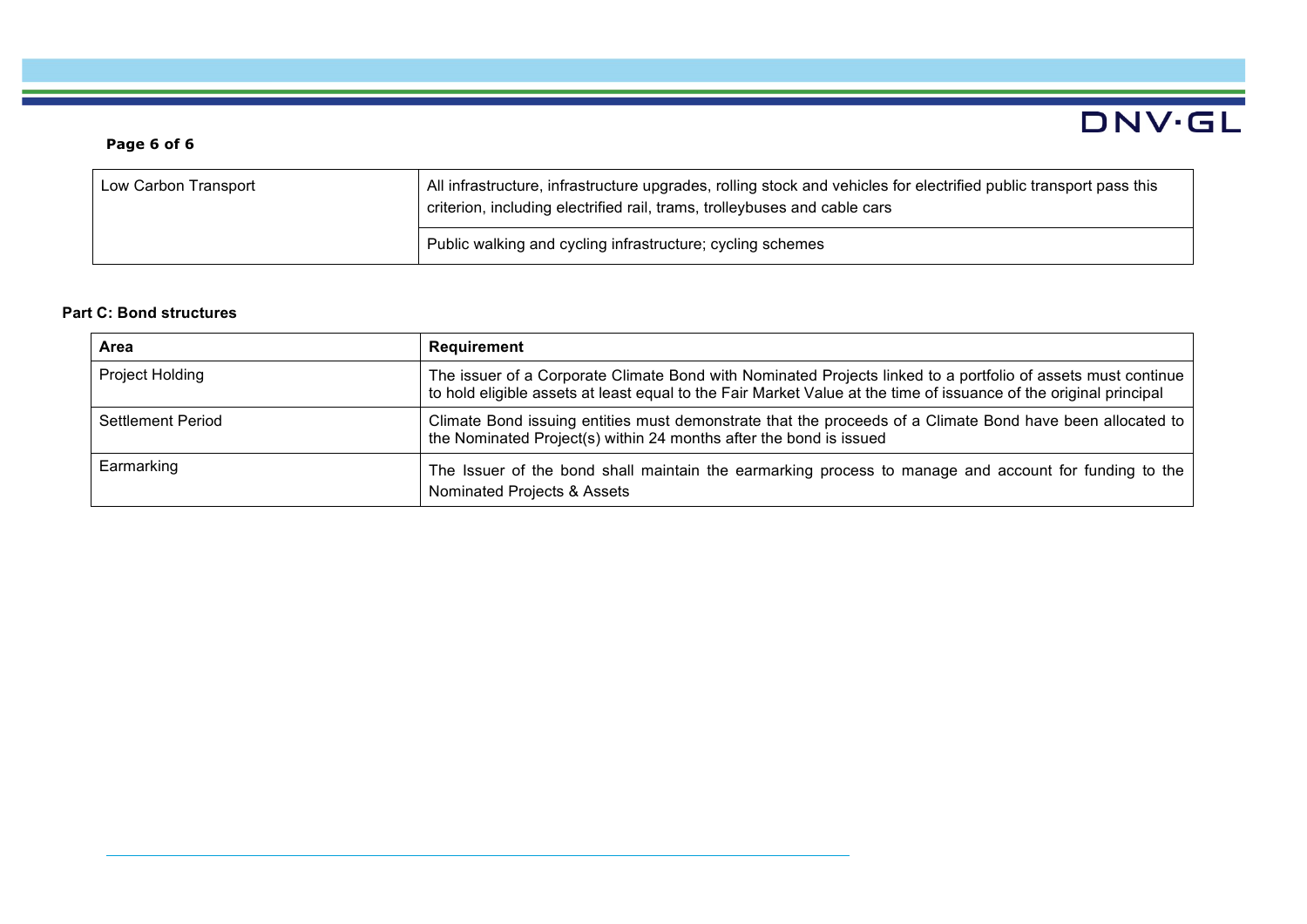| | |
|---|---|
| Low Carbon Transport | All infrastructure, infrastructure upgrades, rolling stock and vehicles for electrified public transport pass this criterion, including electrified rail, trams, trolleybuses and cable cars |
| | Public walking and cycling infrastructure; cycling schemes |

**Part C: Bond structures**

| Area | Requirement |
|---|---|
| Project Holding | The issuer of a Corporate Climate Bond with Nominated Projects linked to a portfolio of assets must continue to hold eligible assets at least equal to the Fair Market Value at the time of issuance of the original principal |
| Settlement Period | Climate Bond issuing entities must demonstrate that the proceeds of a Climate Bond have been allocated to the Nominated Project(s) within 24 months after the bond is issued |
| Earmarking | The Issuer of the bond shall maintain the earmarking process to manage and account for funding to the Nominated Projects & Assets |